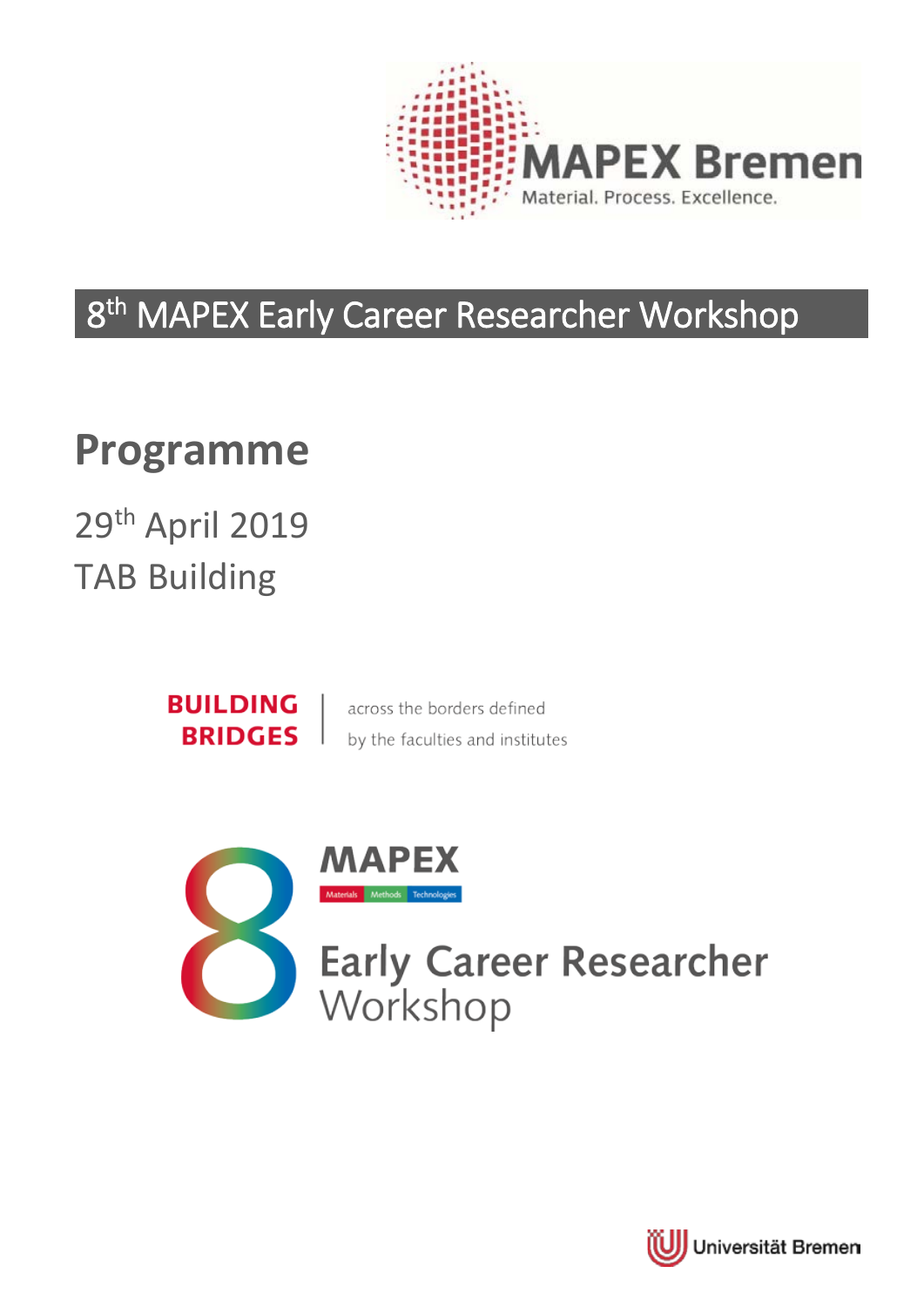MAPEX Bremen

Material. Process. Excellence.

# 8th MAPEX Early Career Researcher Workshop

## Programme

29th April 2019

TAB Building

**BUILDING BRIDGES** | across the borders defined by the faculties and institutes

8 MAPEX

Materials Methods Technologies

Early Career Researcher Workshop

Universität Bremen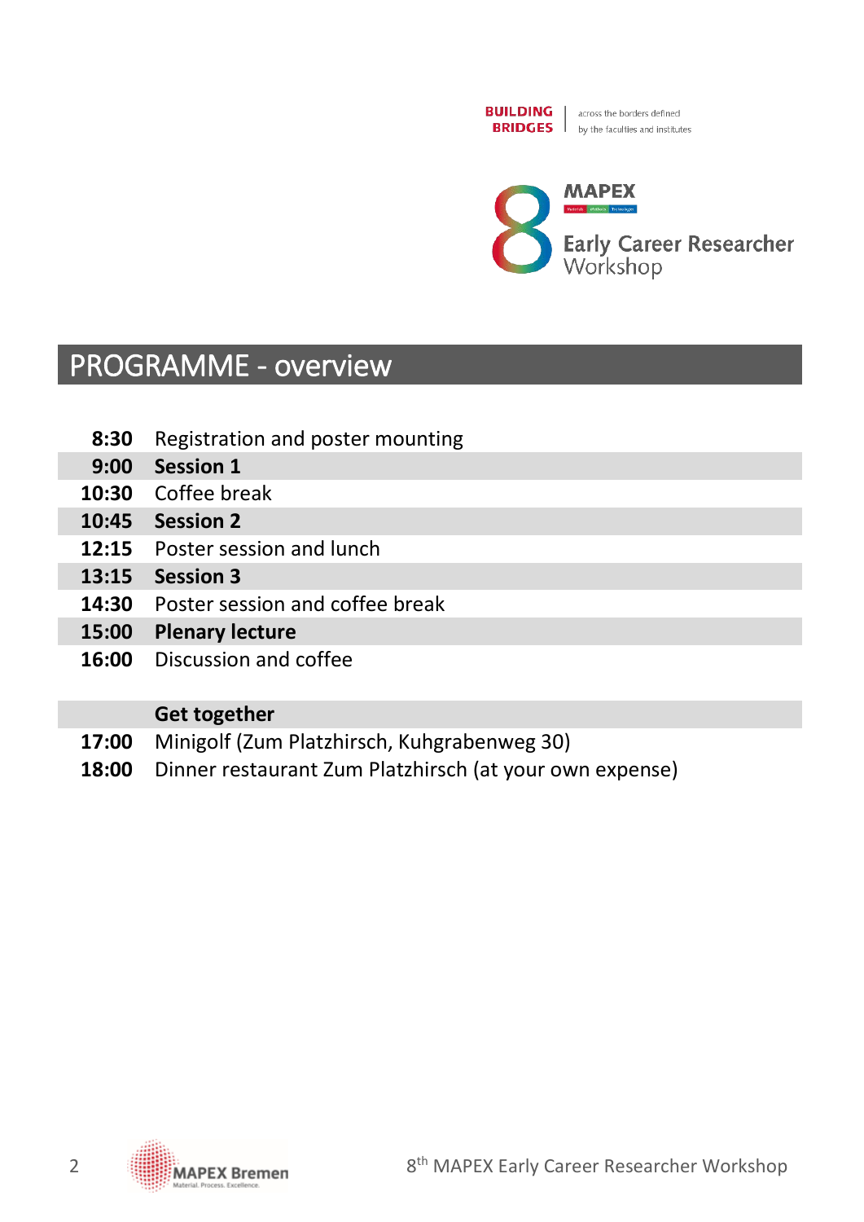BUILDING BRIDGES | across the borders defined by the faculties and institutes

MAPEX Early Career Researcher Workshop

# PROGRAMME - overview

| | |
|---|---|
| **8:30** | Registration and poster mounting |
| **9:00** | **Session 1** |
| **10:30** | Coffee break |
| **10:45** | **Session 2** |
| **12:15** | Poster session and lunch |
| **13:15** | **Session 3** |
| **14:30** | Poster session and coffee break |
| **15:00** | **Plenary lecture** |
| **16:00** | Discussion and coffee |
| | |
| | **Get together** |
| **17:00** | Minigolf (Zum Platzhirsch, Kuhgrabenweg 30) |
| **18:00** | Dinner restaurant Zum Platzhirsch (at your own expense) |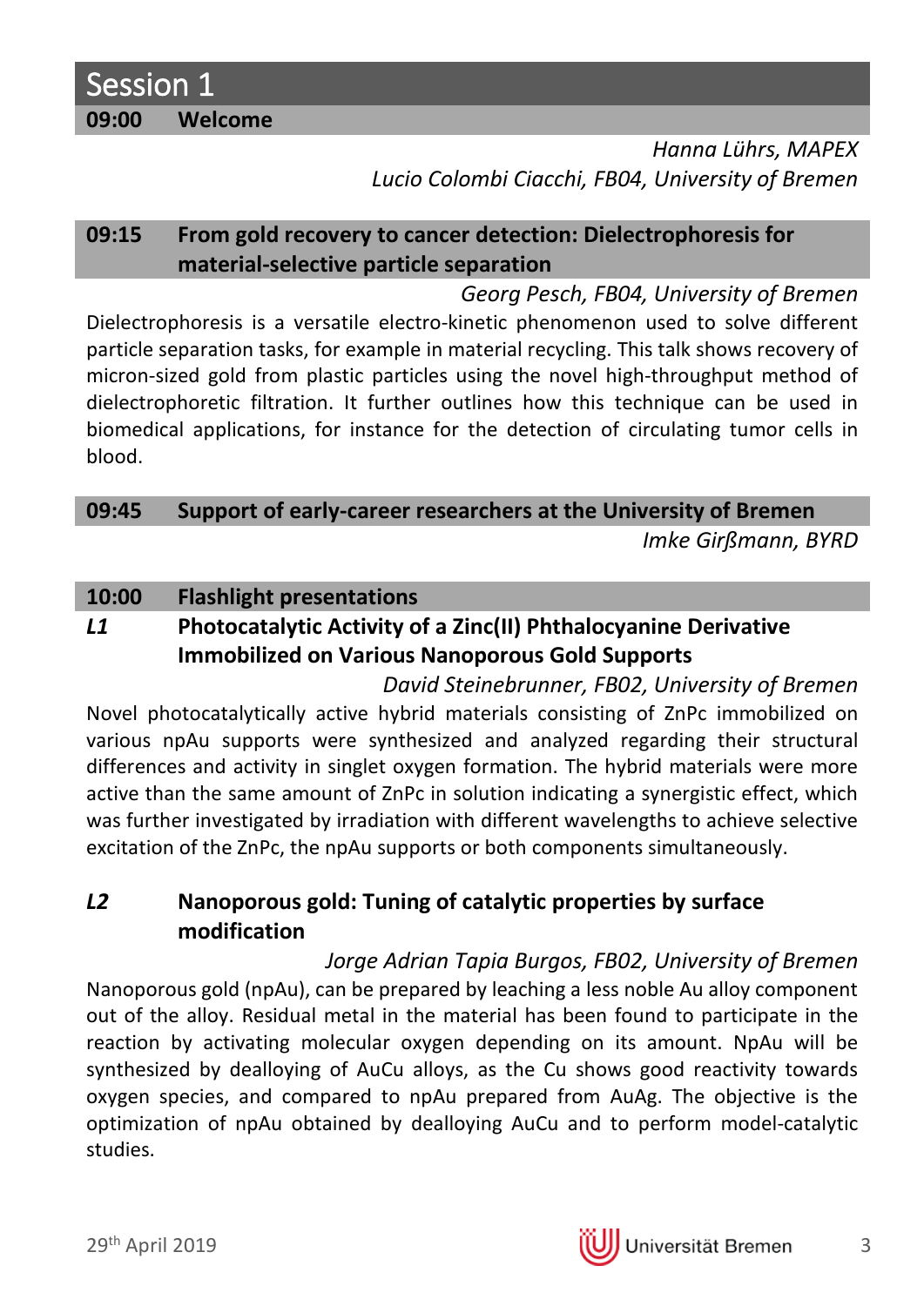# Session 1

## 09:00 Welcome

*Hanna Lührs, MAPEX*
*Lucio Colombi Ciacchi, FB04, University of Bremen*

## 09:15 From gold recovery to cancer detection: Dielectrophoresis for material-selective particle separation

*Georg Pesch, FB04, University of Bremen*

Dielectrophoresis is a versatile electro-kinetic phenomenon used to solve different particle separation tasks, for example in material recycling. This talk shows recovery of micron-sized gold from plastic particles using the novel high-throughput method of dielectrophoretic filtration. It further outlines how this technique can be used in biomedical applications, for instance for the detection of circulating tumor cells in blood.

## 09:45 Support of early-career researchers at the University of Bremen

*Imke Girßmann, BYRD*

## 10:00 Flashlight presentations

### *L1* Photocatalytic Activity of a Zinc(II) Phthalocyanine Derivative Immobilized on Various Nanoporous Gold Supports

*David Steinebrunner, FB02, University of Bremen*

Novel photocatalytically active hybrid materials consisting of ZnPc immobilized on various npAu supports were synthesized and analyzed regarding their structural differences and activity in singlet oxygen formation. The hybrid materials were more active than the same amount of ZnPc in solution indicating a synergistic effect, which was further investigated by irradiation with different wavelengths to achieve selective excitation of the ZnPc, the npAu supports or both components simultaneously.

### *L2* Nanoporous gold: Tuning of catalytic properties by surface modification

*Jorge Adrian Tapia Burgos, FB02, University of Bremen*

Nanoporous gold (npAu), can be prepared by leaching a less noble Au alloy component out of the alloy. Residual metal in the material has been found to participate in the reaction by activating molecular oxygen depending on its amount. NpAu will be synthesized by dealloying of AuCu alloys, as the Cu shows good reactivity towards oxygen species, and compared to npAu prepared from AuAg. The objective is the optimization of npAu obtained by dealloying AuCu and to perform model-catalytic studies.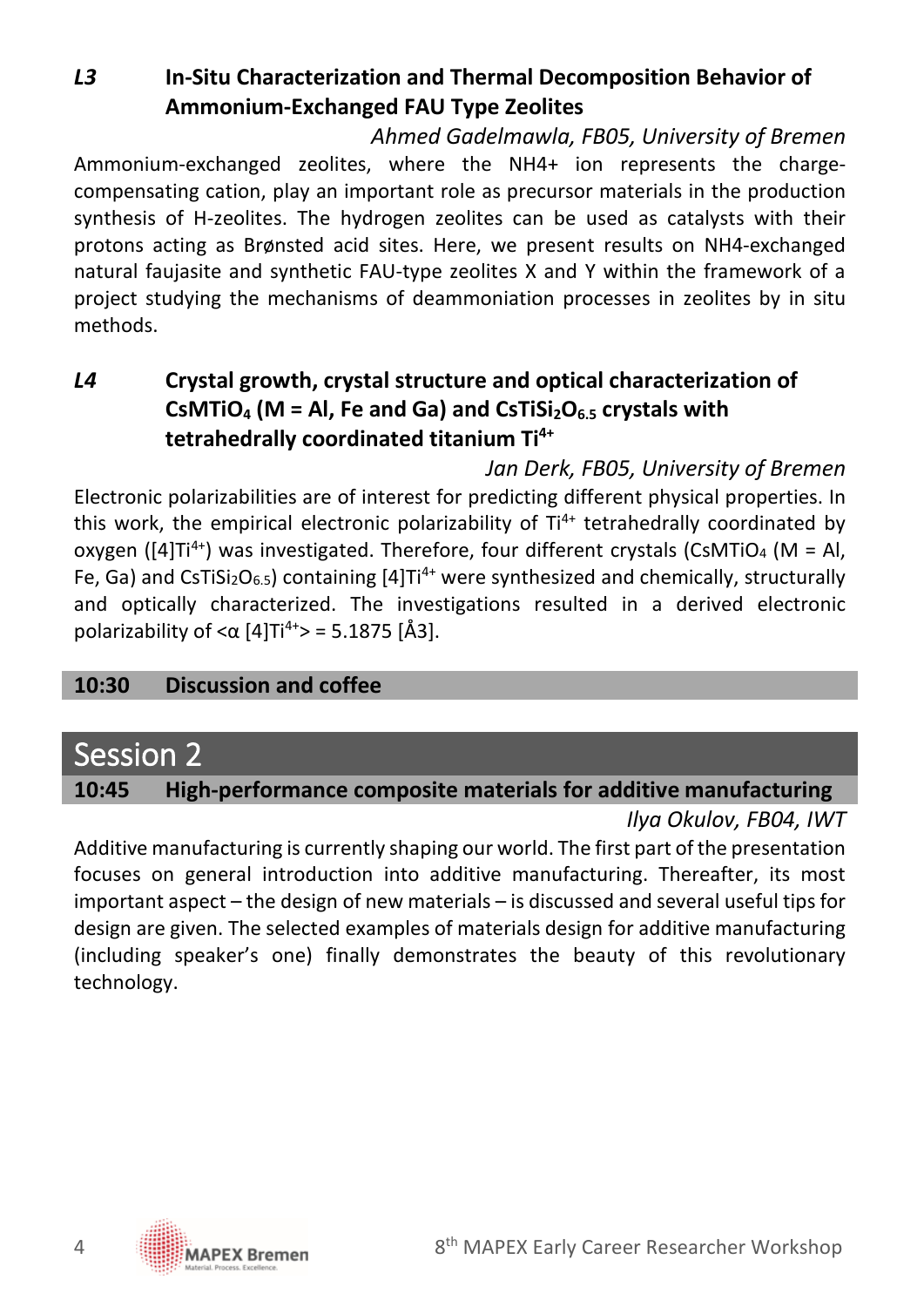### *L3* In-Situ Characterization and Thermal Decomposition Behavior of Ammonium-Exchanged FAU Type Zeolites

*Ahmed Gadelmawla, FB05, University of Bremen*

Ammonium-exchanged zeolites, where the NH4+ ion represents the charge-compensating cation, play an important role as precursor materials in the production synthesis of H-zeolites. The hydrogen zeolites can be used as catalysts with their protons acting as Brønsted acid sites. Here, we present results on NH4-exchanged natural faujasite and synthetic FAU-type zeolites X and Y within the framework of a project studying the mechanisms of deammoniation processes in zeolites by in situ methods.

### *L4* Crystal growth, crystal structure and optical characterization of $CsMTiO_4$ (M = Al, Fe and Ga) and $CsTiSi_2O_{6.5}$ crystals with tetrahedrally coordinated titanium $Ti^{4+}$

*Jan Derk, FB05, University of Bremen*

Electronic polarizabilities are of interest for predicting different physical properties. In this work, the empirical electronic polarizability of $Ti^{4+}$ tetrahedrally coordinated by oxygen ([4]$Ti^{4+}$) was investigated. Therefore, four different crystals ($CsMTiO_4$ (M = Al, Fe, Ga) and $CsTiSi_2O_{6.5}$) containing [4]$Ti^{4+}$ were synthesized and chemically, structurally and optically characterized. The investigations resulted in a derived electronic polarizability of <α [4]$Ti^{4+}$> = 5.1875 [Å3].

**10:30 Discussion and coffee**

## Session 2

### 10:45 High-performance composite materials for additive manufacturing

*Ilya Okulov, FB04, IWT*

Additive manufacturing is currently shaping our world. The first part of the presentation focuses on general introduction into additive manufacturing. Thereafter, its most important aspect – the design of new materials – is discussed and several useful tips for design are given. The selected examples of materials design for additive manufacturing (including speaker's one) finally demonstrates the beauty of this revolutionary technology.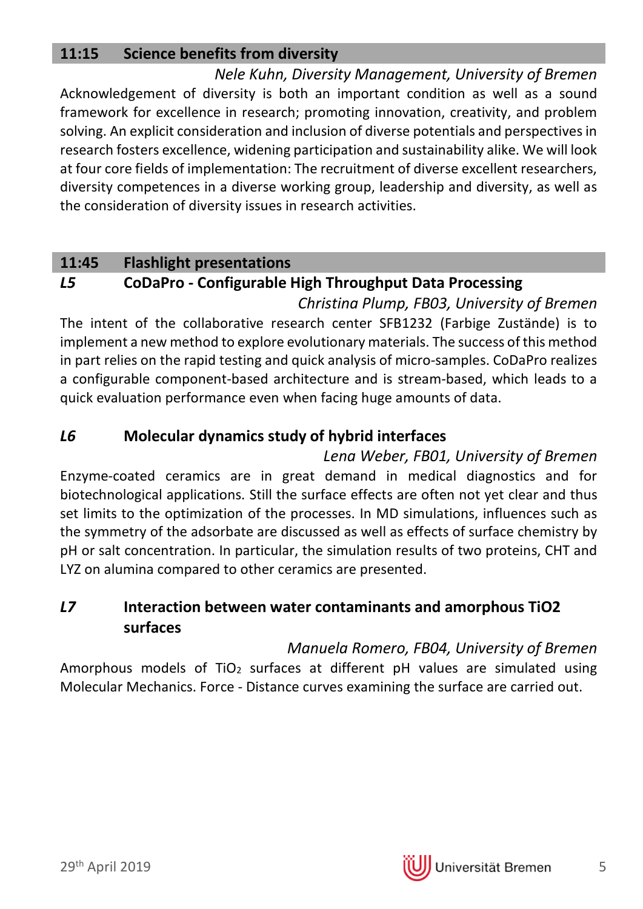## 11:15 Science benefits from diversity

*Nele Kuhn, Diversity Management, University of Bremen*

Acknowledgement of diversity is both an important condition as well as a sound framework for excellence in research; promoting innovation, creativity, and problem solving. An explicit consideration and inclusion of diverse potentials and perspectives in research fosters excellence, widening participation and sustainability alike. We will look at four core fields of implementation: The recruitment of diverse excellent researchers, diversity competences in a diverse working group, leadership and diversity, as well as the consideration of diversity issues in research activities.

## 11:45 Flashlight presentations

### *L5* CoDaPro - Configurable High Throughput Data Processing

*Christina Plump, FB03, University of Bremen*

The intent of the collaborative research center SFB1232 (Farbige Zustände) is to implement a new method to explore evolutionary materials. The success of this method in part relies on the rapid testing and quick analysis of micro-samples. CoDaPro realizes a configurable component-based architecture and is stream-based, which leads to a quick evaluation performance even when facing huge amounts of data.

### *L6* Molecular dynamics study of hybrid interfaces

*Lena Weber, FB01, University of Bremen*

Enzyme-coated ceramics are in great demand in medical diagnostics and for biotechnological applications. Still the surface effects are often not yet clear and thus set limits to the optimization of the processes. In MD simulations, influences such as the symmetry of the adsorbate are discussed as well as effects of surface chemistry by pH or salt concentration. In particular, the simulation results of two proteins, CHT and LYZ on alumina compared to other ceramics are presented.

### *L7* Interaction between water contaminants and amorphous TiO2 surfaces

*Manuela Romero, FB04, University of Bremen*

Amorphous models of $TiO_2$ surfaces at different pH values are simulated using Molecular Mechanics. Force - Distance curves examining the surface are carried out.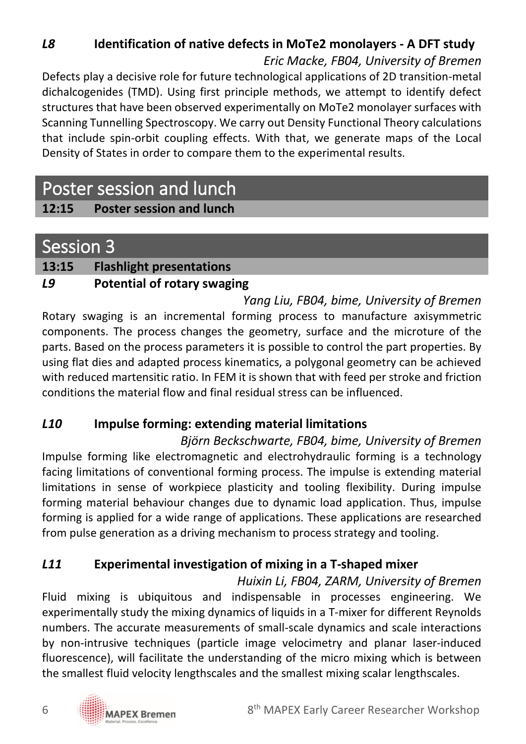### *L8* Identification of native defects in MoTe2 monolayers - A DFT study

*Eric Macke, FB04, University of Bremen*

Defects play a decisive role for future technological applications of 2D transition-metal dichalcogenides (TMD). Using first principle methods, we attempt to identify defect structures that have been observed experimentally on MoTe2 monolayer surfaces with Scanning Tunnelling Spectroscopy. We carry out Density Functional Theory calculations that include spin-orbit coupling effects. With that, we generate maps of the Local Density of States in order to compare them to the experimental results.

# Poster session and lunch

**12:15 Poster session and lunch**

# Session 3

**13:15 Flashlight presentations**

### *L9* Potential of rotary swaging

*Yang Liu, FB04, bime, University of Bremen*

Rotary swaging is an incremental forming process to manufacture axisymmetric components. The process changes the geometry, surface and the microture of the parts. Based on the process parameters it is possible to control the part properties. By using flat dies and adapted process kinematics, a polygonal geometry can be achieved with reduced martensitic ratio. In FEM it is shown that with feed per stroke and friction conditions the material flow and final residual stress can be influenced.

### *L10* Impulse forming: extending material limitations

*Björn Beckschwarte, FB04, bime, University of Bremen*

Impulse forming like electromagnetic and electrohydraulic forming is a technology facing limitations of conventional forming process. The impulse is extending material limitations in sense of workpiece plasticity and tooling flexibility. During impulse forming material behaviour changes due to dynamic load application. Thus, impulse forming is applied for a wide range of applications. These applications are researched from pulse generation as a driving mechanism to process strategy and tooling.

### *L11* Experimental investigation of mixing in a T-shaped mixer

*Huixin Li, FB04, ZARM, University of Bremen*

Fluid mixing is ubiquitous and indispensable in processes engineering. We experimentally study the mixing dynamics of liquids in a T-mixer for different Reynolds numbers. The accurate measurements of small-scale dynamics and scale interactions by non-intrusive techniques (particle image velocimetry and planar laser-induced fluorescence), will facilitate the understanding of the micro mixing which is between the smallest fluid velocity lengthscales and the smallest mixing scalar lengthscales.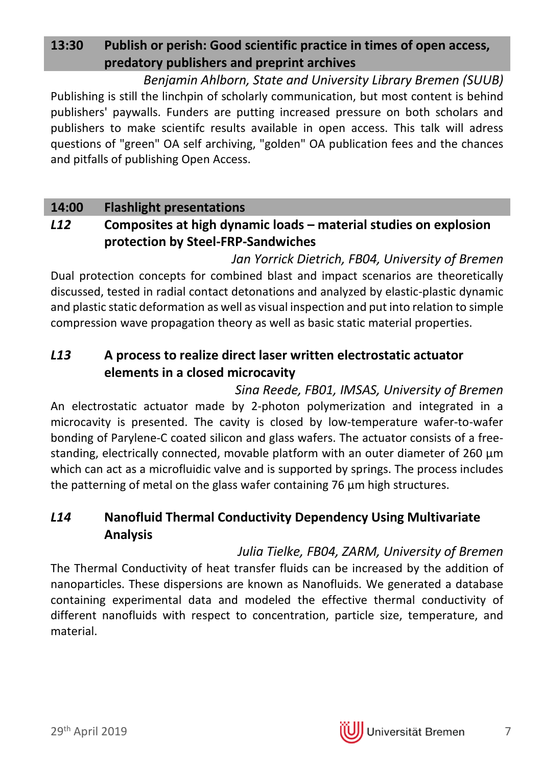## 13:30 Publish or perish: Good scientific practice in times of open access, predatory publishers and preprint archives

*Benjamin Ahlborn, State and University Library Bremen (SUUB)*

Publishing is still the linchpin of scholarly communication, but most content is behind publishers' paywalls. Funders are putting increased pressure on both scholars and publishers to make scientifc results available in open access. This talk will adress questions of "green" OA self archiving, "golden" OA publication fees and the chances and pitfalls of publishing Open Access.

## 14:00 Flashlight presentations

### *L12* Composites at high dynamic loads – material studies on explosion protection by Steel-FRP-Sandwiches

*Jan Yorrick Dietrich, FB04, University of Bremen*

Dual protection concepts for combined blast and impact scenarios are theoretically discussed, tested in radial contact detonations and analyzed by elastic-plastic dynamic and plastic static deformation as well as visual inspection and put into relation to simple compression wave propagation theory as well as basic static material properties.

### *L13* A process to realize direct laser written electrostatic actuator elements in a closed microcavity

*Sina Reede, FB01, IMSAS, University of Bremen*

An electrostatic actuator made by 2-photon polymerization and integrated in a microcavity is presented. The cavity is closed by low-temperature wafer-to-wafer bonding of Parylene-C coated silicon and glass wafers. The actuator consists of a free-standing, electrically connected, movable platform with an outer diameter of 260 µm which can act as a microfluidic valve and is supported by springs. The process includes the patterning of metal on the glass wafer containing 76 µm high structures.

### *L14* Nanofluid Thermal Conductivity Dependency Using Multivariate Analysis

*Julia Tielke, FB04, ZARM, University of Bremen*

The Thermal Conductivity of heat transfer fluids can be increased by the addition of nanoparticles. These dispersions are known as Nanofluids. We generated a database containing experimental data and modeled the effective thermal conductivity of different nanofluids with respect to concentration, particle size, temperature, and material.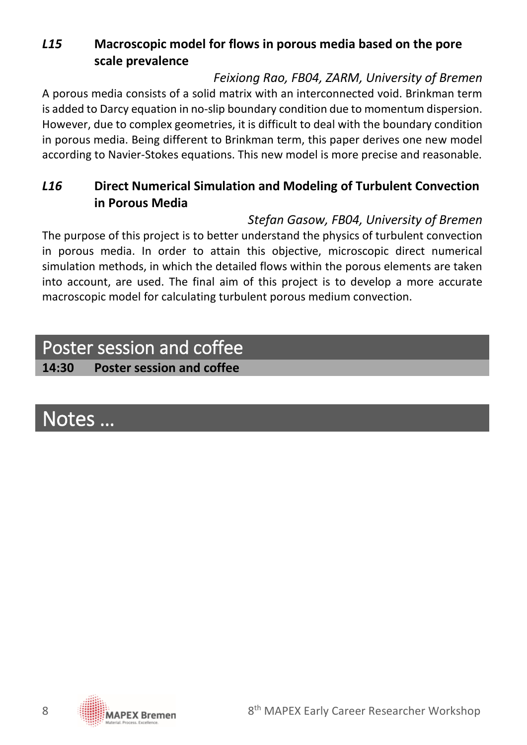### *L15* Macroscopic model for flows in porous media based on the pore scale prevalence

*Feixiong Rao, FB04, ZARM, University of Bremen*

A porous media consists of a solid matrix with an interconnected void. Brinkman term is added to Darcy equation in no-slip boundary condition due to momentum dispersion. However, due to complex geometries, it is difficult to deal with the boundary condition in porous media. Being different to Brinkman term, this paper derives one new model according to Navier-Stokes equations. This new model is more precise and reasonable.

### *L16* Direct Numerical Simulation and Modeling of Turbulent Convection in Porous Media

*Stefan Gasow, FB04, University of Bremen*

The purpose of this project is to better understand the physics of turbulent convection in porous media. In order to attain this objective, microscopic direct numerical simulation methods, in which the detailed flows within the porous elements are taken into account, are used. The final aim of this project is to develop a more accurate macroscopic model for calculating turbulent porous medium convection.

## Poster session and coffee

**14:30 Poster session and coffee**

## Notes …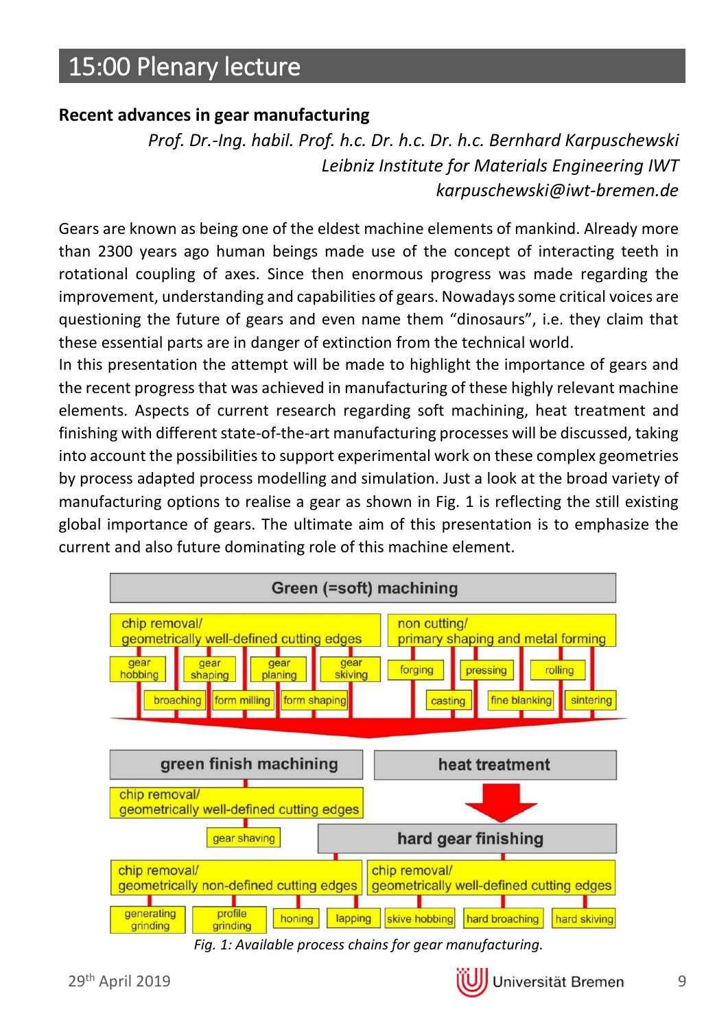# 15:00 Plenary lecture

## Recent advances in gear manufacturing

*Prof. Dr.-Ing. habil. Prof. h.c. Dr. h.c. Dr. h.c. Bernhard Karpuschewski*
*Leibniz Institute for Materials Engineering IWT*
*karpuschewski@iwt-bremen.de*

Gears are known as being one of the eldest machine elements of mankind. Already more than 2300 years ago human beings made use of the concept of interacting teeth in rotational coupling of axes. Since then enormous progress was made regarding the improvement, understanding and capabilities of gears. Nowadays some critical voices are questioning the future of gears and even name them "dinosaurs", i.e. they claim that these essential parts are in danger of extinction from the technical world.

In this presentation the attempt will be made to highlight the importance of gears and the recent progress that was achieved in manufacturing of these highly relevant machine elements. Aspects of current research regarding soft machining, heat treatment and finishing with different state-of-the-art manufacturing processes will be discussed, taking into account the possibilities to support experimental work on these complex geometries by process adapted process modelling and simulation. Just a look at the broad variety of manufacturing options to realise a gear as shown in Fig. 1 is reflecting the still existing global importance of gears. The ultimate aim of this presentation is to emphasize the current and also future dominating role of this machine element.

Green (=soft) machining

- chip removal/ geometrically well-defined cutting edges: gear hobbing, gear shaping, gear planing, gear skiving, broaching, form milling, form shaping
- non cutting/ primary shaping and metal forming: forging, pressing, rolling, casting, fine blanking, sintering

green finish machining

- chip removal/ geometrically well-defined cutting edges: gear shaving

heat treatment

hard gear finishing

- chip removal/ geometrically non-defined cutting edges: generating grinding, profile grinding, honing, lapping
- chip removal/ geometrically well-defined cutting edges: skive hobbing, hard broaching, hard skiving

*Fig. 1: Available process chains for gear manufacturing.*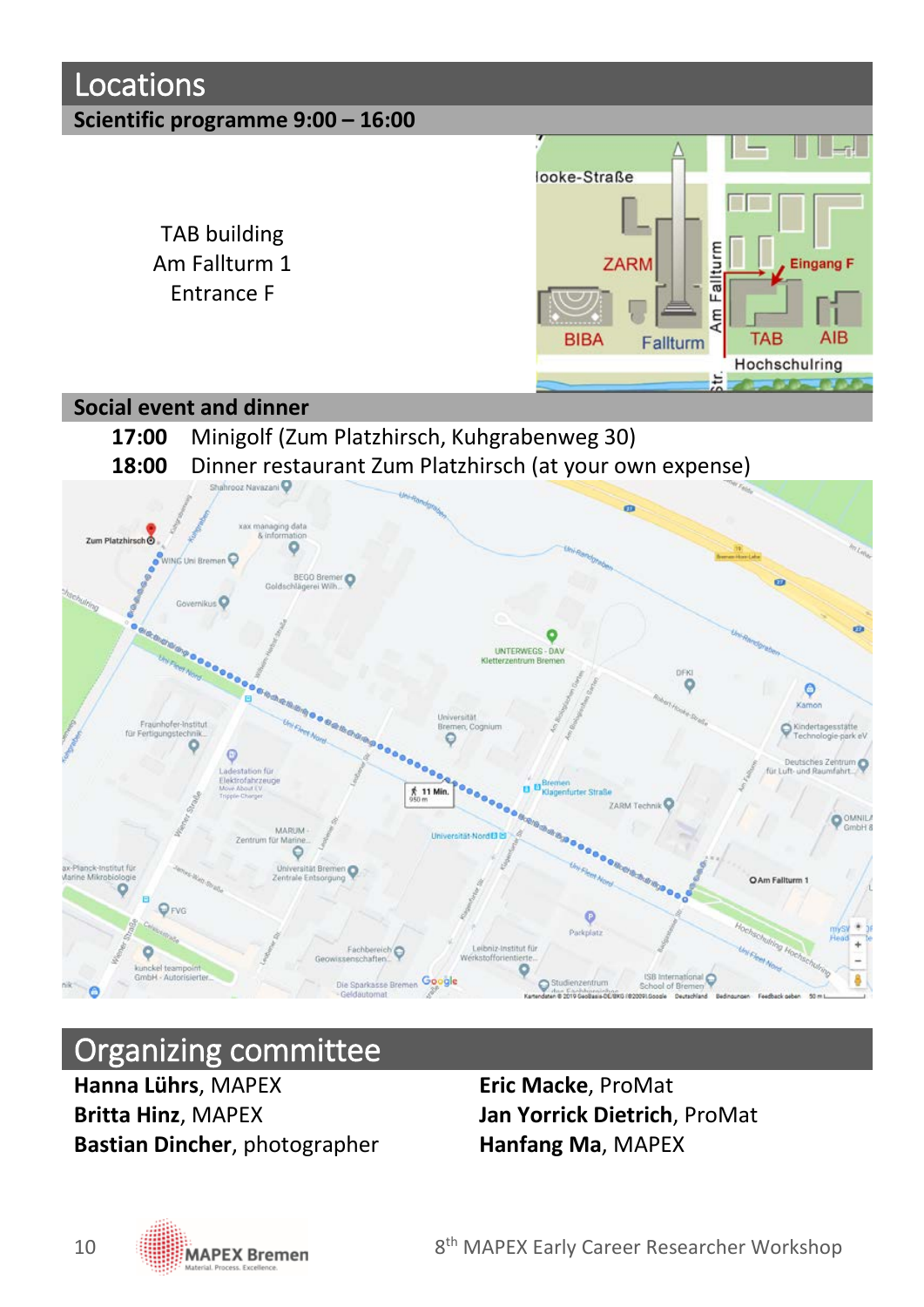# Locations

## Scientific programme 9:00 – 16:00

TAB building
Am Fallturm 1
Entrance F

## Social event and dinner

**17:00** Minigolf (Zum Platzhirsch, Kuhgrabenweg 30)

**18:00** Dinner restaurant Zum Platzhirsch (at your own expense)

# Organizing committee

**Hanna Lührs**, MAPEX
**Britta Hinz**, MAPEX
**Bastian Dincher**, photographer
**Eric Macke**, ProMat
**Jan Yorrick Dietrich**, ProMat
**Hanfang Ma**, MAPEX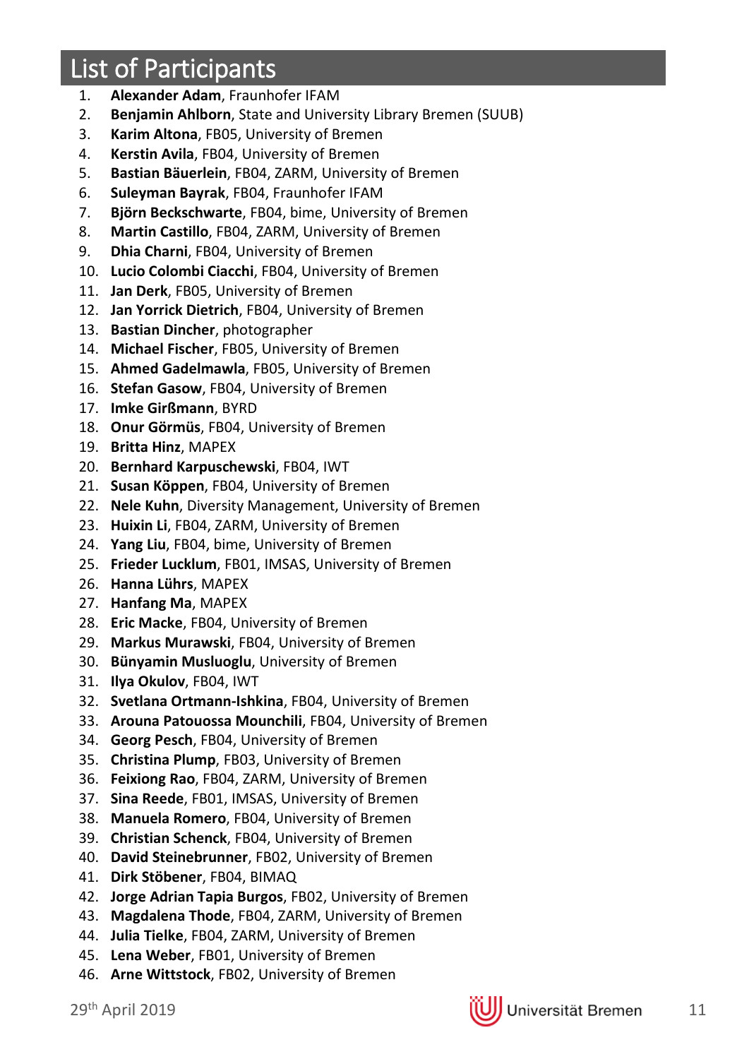# List of Participants

1. **Alexander Adam**, Fraunhofer IFAM
2. **Benjamin Ahlborn**, State and University Library Bremen (SUUB)
3. **Karim Altona**, FB05, University of Bremen
4. **Kerstin Avila**, FB04, University of Bremen
5. **Bastian Bäuerlein**, FB04, ZARM, University of Bremen
6. **Suleyman Bayrak**, FB04, Fraunhofer IFAM
7. **Björn Beckschwarte**, FB04, bime, University of Bremen
8. **Martin Castillo**, FB04, ZARM, University of Bremen
9. **Dhia Charni**, FB04, University of Bremen
10. **Lucio Colombi Ciacchi**, FB04, University of Bremen
11. **Jan Derk**, FB05, University of Bremen
12. **Jan Yorrick Dietrich**, FB04, University of Bremen
13. **Bastian Dincher**, photographer
14. **Michael Fischer**, FB05, University of Bremen
15. **Ahmed Gadelmawla**, FB05, University of Bremen
16. **Stefan Gasow**, FB04, University of Bremen
17. **Imke Girßmann**, BYRD
18. **Onur Görmüs**, FB04, University of Bremen
19. **Britta Hinz**, MAPEX
20. **Bernhard Karpuschewski**, FB04, IWT
21. **Susan Köppen**, FB04, University of Bremen
22. **Nele Kuhn**, Diversity Management, University of Bremen
23. **Huixin Li**, FB04, ZARM, University of Bremen
24. **Yang Liu**, FB04, bime, University of Bremen
25. **Frieder Lucklum**, FB01, IMSAS, University of Bremen
26. **Hanna Lührs**, MAPEX
27. **Hanfang Ma**, MAPEX
28. **Eric Macke**, FB04, University of Bremen
29. **Markus Murawski**, FB04, University of Bremen
30. **Bünyamin Musluoglu**, University of Bremen
31. **Ilya Okulov**, FB04, IWT
32. **Svetlana Ortmann-Ishkina**, FB04, University of Bremen
33. **Arouna Patouossa Mounchili**, FB04, University of Bremen
34. **Georg Pesch**, FB04, University of Bremen
35. **Christina Plump**, FB03, University of Bremen
36. **Feixiong Rao**, FB04, ZARM, University of Bremen
37. **Sina Reede**, FB01, IMSAS, University of Bremen
38. **Manuela Romero**, FB04, University of Bremen
39. **Christian Schenck**, FB04, University of Bremen
40. **David Steinebrunner**, FB02, University of Bremen
41. **Dirk Stöbener**, FB04, BIMAQ
42. **Jorge Adrian Tapia Burgos**, FB02, University of Bremen
43. **Magdalena Thode**, FB04, ZARM, University of Bremen
44. **Julia Tielke**, FB04, ZARM, University of Bremen
45. **Lena Weber**, FB01, University of Bremen
46. **Arne Wittstock**, FB02, University of Bremen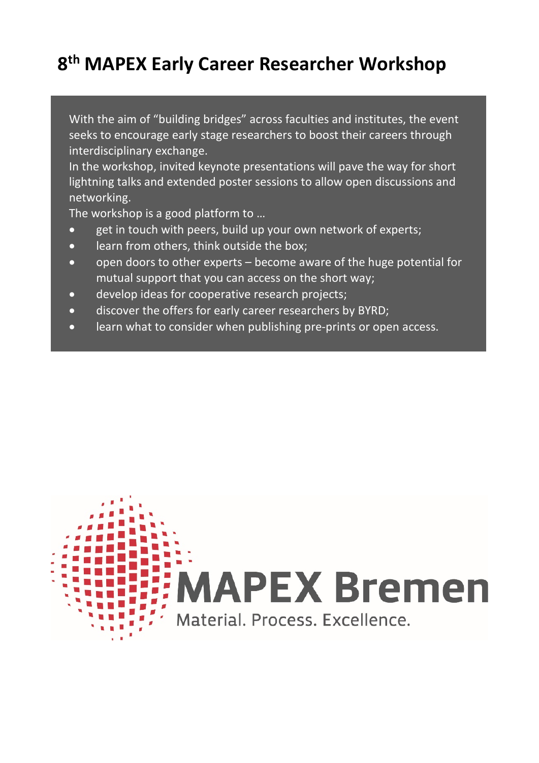# 8th MAPEX Early Career Researcher Workshop

With the aim of "building bridges" across faculties and institutes, the event seeks to encourage early stage researchers to boost their careers through interdisciplinary exchange.
In the workshop, invited keynote presentations will pave the way for short lightning talks and extended poster sessions to allow open discussions and networking.
The workshop is a good platform to …

- get in touch with peers, build up your own network of experts;
- learn from others, think outside the box;
- open doors to other experts – become aware of the huge potential for mutual support that you can access on the short way;
- develop ideas for cooperative research projects;
- discover the offers for early career researchers by BYRD;
- learn what to consider when publishing pre-prints or open access.

MAPEX Bremen

Material. Process. Excellence.